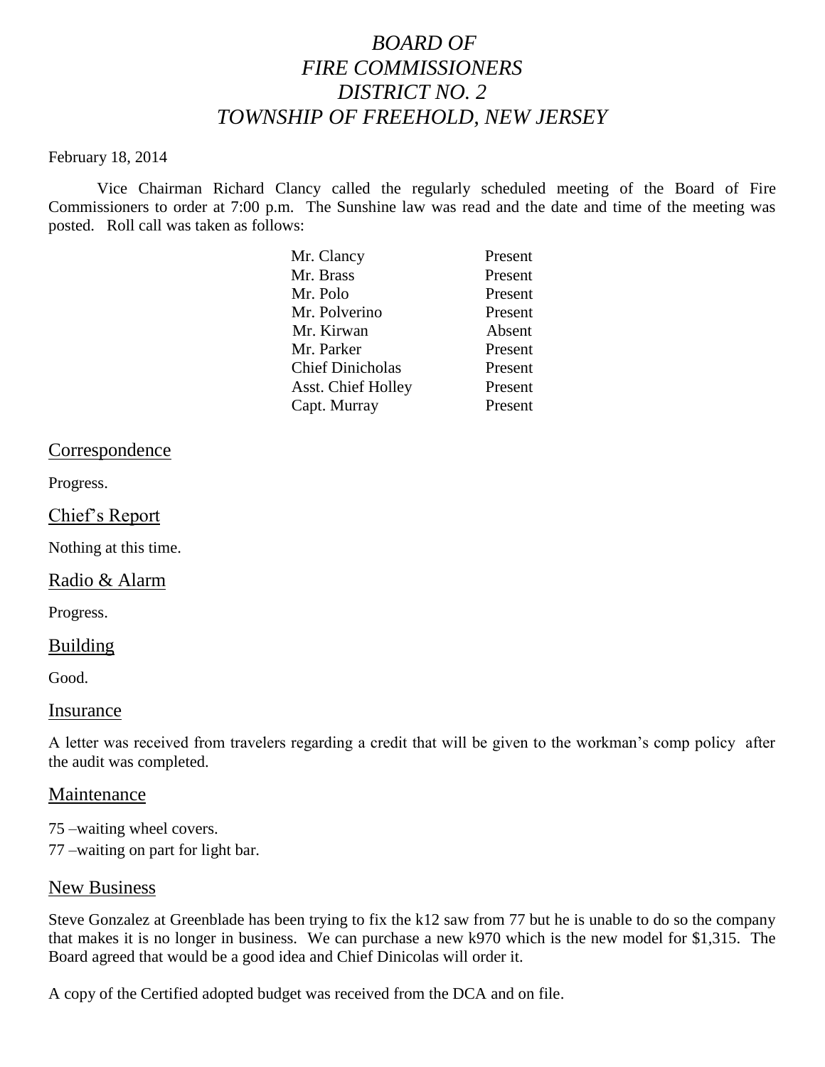# *BOARD OF FIRE COMMISSIONERS DISTRICT NO. 2 TOWNSHIP OF FREEHOLD, NEW JERSEY*

February 18, 2014

Vice Chairman Richard Clancy called the regularly scheduled meeting of the Board of Fire Commissioners to order at 7:00 p.m. The Sunshine law was read and the date and time of the meeting was posted. Roll call was taken as follows:

| | |
|---|---|
| Mr. Clancy | Present |
| Mr. Brass | Present |
| Mr. Polo | Present |
| Mr. Polverino | Present |
| Mr. Kirwan | Absent |
| Mr. Parker | Present |
| Chief Dinicholas | Present |
| Asst. Chief Holley | Present |
| Capt. Murray | Present |

## Correspondence

Progress.

## Chief's Report

Nothing at this time.

## Radio & Alarm

Progress.

## Building

Good.

## Insurance

A letter was received from travelers regarding a credit that will be given to the workman's comp policy after the audit was completed.

## Maintenance

75 –waiting wheel covers.
77 –waiting on part for light bar.

## New Business

Steve Gonzalez at Greenblade has been trying to fix the k12 saw from 77 but he is unable to do so the company that makes it is no longer in business. We can purchase a new k970 which is the new model for $1,315. The Board agreed that would be a good idea and Chief Dinicolas will order it.

A copy of the Certified adopted budget was received from the DCA and on file.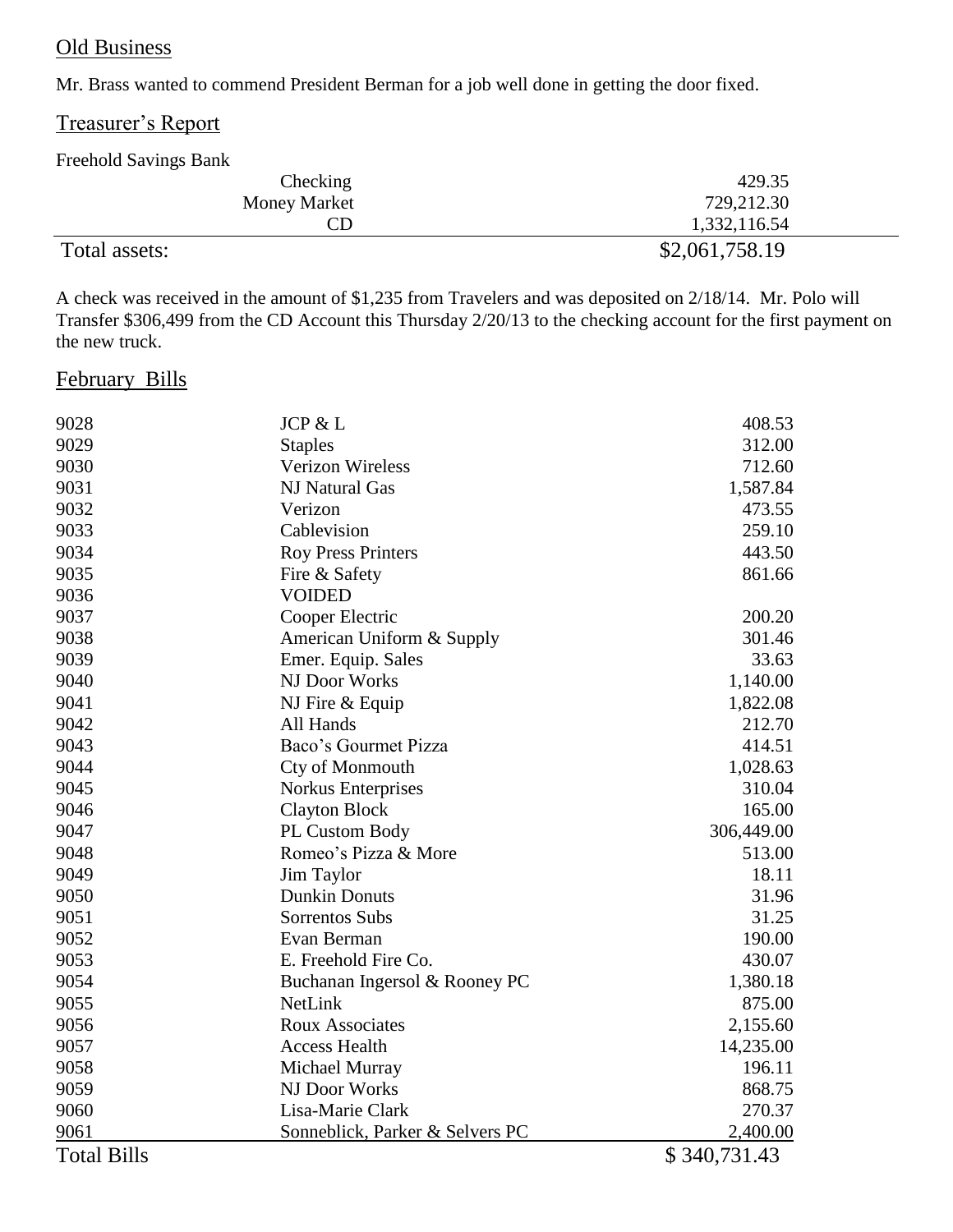## Old Business

Mr. Brass wanted to commend President Berman for a job well done in getting the door fixed.

## Treasurer's Report

Freehold Savings Bank

| | |
|---|---|
| Checking | 429.35 |
| Money Market | 729,212.30 |
| CD | 1,332,116.54 |
| Total assets: | \$2,061,758.19 |

A check was received in the amount of \$1,235 from Travelers and was deposited on 2/18/14. Mr. Polo will Transfer \$306,499 from the CD Account this Thursday 2/20/13 to the checking account for the first payment on the new truck.

## February Bills

| | | |
|---|---|---|
| 9028 | JCP & L | 408.53 |
| 9029 | Staples | 312.00 |
| 9030 | Verizon Wireless | 712.60 |
| 9031 | NJ Natural Gas | 1,587.84 |
| 9032 | Verizon | 473.55 |
| 9033 | Cablevision | 259.10 |
| 9034 | Roy Press Printers | 443.50 |
| 9035 | Fire & Safety | 861.66 |
| 9036 | VOIDED | |
| 9037 | Cooper Electric | 200.20 |
| 9038 | American Uniform & Supply | 301.46 |
| 9039 | Emer. Equip. Sales | 33.63 |
| 9040 | NJ Door Works | 1,140.00 |
| 9041 | NJ Fire & Equip | 1,822.08 |
| 9042 | All Hands | 212.70 |
| 9043 | Baco's Gourmet Pizza | 414.51 |
| 9044 | Cty of Monmouth | 1,028.63 |
| 9045 | Norkus Enterprises | 310.04 |
| 9046 | Clayton Block | 165.00 |
| 9047 | PL Custom Body | 306,449.00 |
| 9048 | Romeo's Pizza & More | 513.00 |
| 9049 | Jim Taylor | 18.11 |
| 9050 | Dunkin Donuts | 31.96 |
| 9051 | Sorrentos Subs | 31.25 |
| 9052 | Evan Berman | 190.00 |
| 9053 | E. Freehold Fire Co. | 430.07 |
| 9054 | Buchanan Ingersol & Rooney PC | 1,380.18 |
| 9055 | NetLink | 875.00 |
| 9056 | Roux Associates | 2,155.60 |
| 9057 | Access Health | 14,235.00 |
| 9058 | Michael Murray | 196.11 |
| 9059 | NJ Door Works | 868.75 |
| 9060 | Lisa-Marie Clark | 270.37 |
| 9061 | Sonneblick, Parker & Selvers PC | 2,400.00 |
| Total Bills | | \$ 340,731.43 |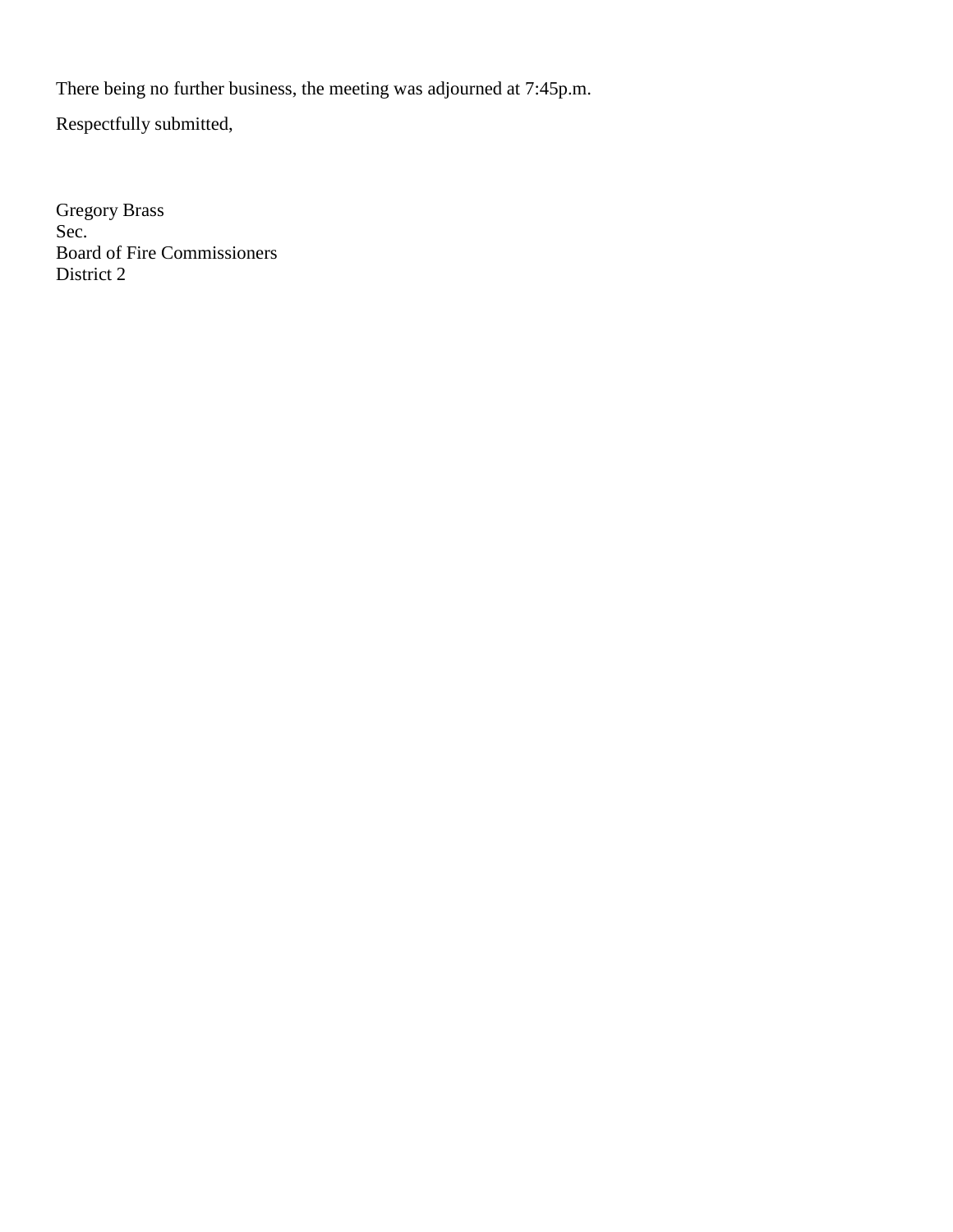There being no further business, the meeting was adjourned at 7:45p.m.

Respectfully submitted,

Gregory Brass  
Sec.  
Board of Fire Commissioners  
District 2